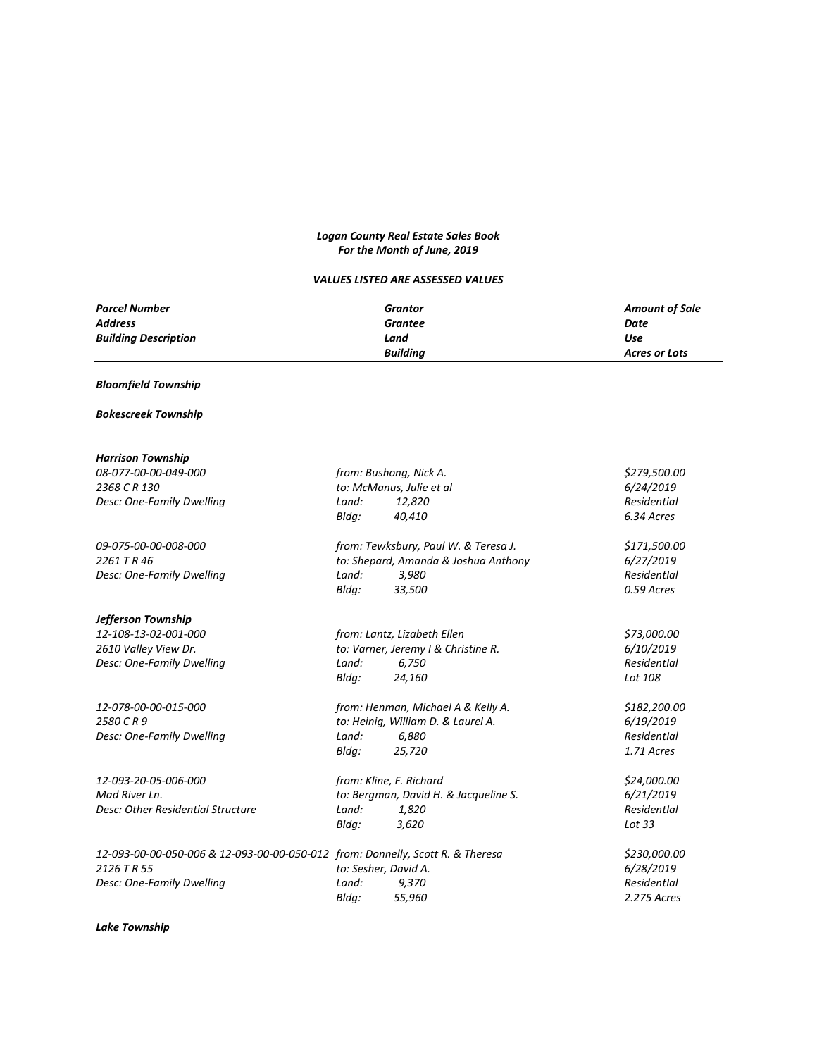***Logan County Real Estate Sales Book***
***For the Month of June, 2019***

***VALUES LISTED ARE ASSESSED VALUES***

| ***Parcel Number*** | ***Grantor*** | ***Amount of Sale*** |
|---|---|---|
| ***Address*** | ***Grantee*** | ***Date*** |
| ***Building Description*** | ***Land*** | ***Use*** |
| | ***Building*** | ***Acres or Lots*** |

***Bloomfield Township***

***Bokescreek Township***

***Harrison Township***

| | | |
|---|---|---|
| *08-077-00-00-049-000* | *from: Bushong, Nick A.* | *$279,500.00* |
| *2368 C R 130* | *to: McManus, Julie et al* | *6/24/2019* |
| *Desc: One-Family Dwelling* | *Land: 12,820* | *Residential* |
| | *Bldg: 40,410* | *6.34 Acres* |
| *09-075-00-00-008-000* | *from: Tewksbury, Paul W. & Teresa J.* | *$171,500.00* |
| *2261 T R 46* | *to: Shepard, Amanda & Joshua Anthony* | *6/27/2019* |
| *Desc: One-Family Dwelling* | *Land: 3,980* | *Residentlal* |
| | *Bldg: 33,500* | *0.59 Acres* |

***Jefferson Township***

| | | |
|---|---|---|
| *12-108-13-02-001-000* | *from: Lantz, Lizabeth Ellen* | *$73,000.00* |
| *2610 Valley View Dr.* | *to: Varner, Jeremy I & Christine R.* | *6/10/2019* |
| *Desc: One-Family Dwelling* | *Land: 6,750* | *Residentlal* |
| | *Bldg: 24,160* | *Lot 108* |
| *12-078-00-00-015-000* | *from: Henman, Michael A & Kelly A.* | *$182,200.00* |
| *2580 C R 9* | *to: Heinig, William D. & Laurel A.* | *6/19/2019* |
| *Desc: One-Family Dwelling* | *Land: 6,880* | *Residentlal* |
| | *Bldg: 25,720* | *1.71 Acres* |
| *12-093-20-05-006-000* | *from: Kline, F. Richard* | *$24,000.00* |
| *Mad River Ln.* | *to: Bergman, David H. & Jacqueline S.* | *6/21/2019* |
| *Desc: Other Residential Structure* | *Land: 1,820* | *Residentlal* |
| | *Bldg: 3,620* | *Lot 33* |
| *12-093-00-00-050-006 & 12-093-00-00-050-012* | *from: Donnelly, Scott R. & Theresa* | *$230,000.00* |
| *2126 T R 55* | *to: Sesher, David A.* | *6/28/2019* |
| *Desc: One-Family Dwelling* | *Land: 9,370* | *Residentlal* |
| | *Bldg: 55,960* | *2.275 Acres* |

***Lake Township***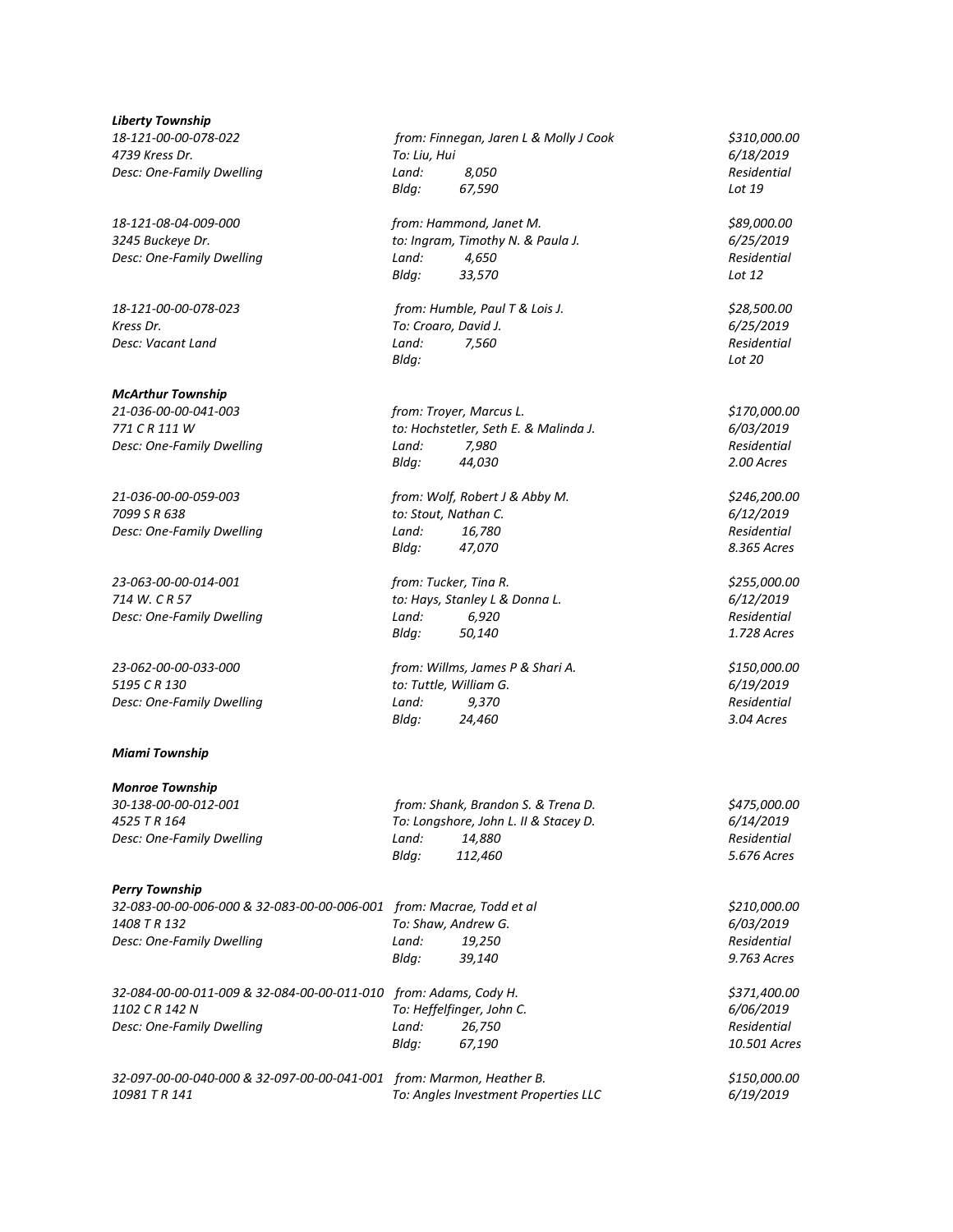***Liberty Township***

| | | |
|---|---|---|
| *18-121-00-00-078-022* | *from: Finnegan, Jaren L & Molly J Cook* | *$310,000.00* |
| *4739 Kress Dr.* | *To: Liu, Hui* | *6/18/2019* |
| *Desc: One-Family Dwelling* | *Land: 8,050* | *Residential* |
| | *Bldg: 67,590* | *Lot 19* |
| *18-121-08-04-009-000* | *from: Hammond, Janet M.* | *$89,000.00* |
| *3245 Buckeye Dr.* | *to: Ingram, Timothy N. & Paula J.* | *6/25/2019* |
| *Desc: One-Family Dwelling* | *Land: 4,650* | *Residential* |
| | *Bldg: 33,570* | *Lot 12* |
| *18-121-00-00-078-023* | *from: Humble, Paul T & Lois J.* | *$28,500.00* |
| *Kress Dr.* | *To: Croaro, David J.* | *6/25/2019* |
| *Desc: Vacant Land* | *Land: 7,560* | *Residential* |
| | *Bldg:* | *Lot 20* |

***McArthur Township***

| | | |
|---|---|---|
| *21-036-00-00-041-003* | *from: Troyer, Marcus L.* | *$170,000.00* |
| *771 C R 111 W* | *to: Hochstetler, Seth E. & Malinda J.* | *6/03/2019* |
| *Desc: One-Family Dwelling* | *Land: 7,980* | *Residential* |
| | *Bldg: 44,030* | *2.00 Acres* |
| *21-036-00-00-059-003* | *from: Wolf, Robert J & Abby M.* | *$246,200.00* |
| *7099 S R 638* | *to: Stout, Nathan C.* | *6/12/2019* |
| *Desc: One-Family Dwelling* | *Land: 16,780* | *Residential* |
| | *Bldg: 47,070* | *8.365 Acres* |
| *23-063-00-00-014-001* | *from: Tucker, Tina R.* | *$255,000.00* |
| *714 W. C R 57* | *to: Hays, Stanley L & Donna L.* | *6/12/2019* |
| *Desc: One-Family Dwelling* | *Land: 6,920* | *Residential* |
| | *Bldg: 50,140* | *1.728 Acres* |
| *23-062-00-00-033-000* | *from: Willms, James P & Shari A.* | *$150,000.00* |
| *5195 C R 130* | *to: Tuttle, William G.* | *6/19/2019* |
| *Desc: One-Family Dwelling* | *Land: 9,370* | *Residential* |
| | *Bldg: 24,460* | *3.04 Acres* |

***Miami Township***

***Monroe Township***

| | | |
|---|---|---|
| *30-138-00-00-012-001* | *from: Shank, Brandon S. & Trena D.* | *$475,000.00* |
| *4525 T R 164* | *To: Longshore, John L. II & Stacey D.* | *6/14/2019* |
| *Desc: One-Family Dwelling* | *Land: 14,880* | *Residential* |
| | *Bldg: 112,460* | *5.676 Acres* |

***Perry Township***

| | | |
|---|---|---|
| *32-083-00-00-006-000 & 32-083-00-00-006-001* | *from: Macrae, Todd et al* | *$210,000.00* |
| *1408 T R 132* | *To: Shaw, Andrew G.* | *6/03/2019* |
| *Desc: One-Family Dwelling* | *Land: 19,250* | *Residential* |
| | *Bldg: 39,140* | *9.763 Acres* |
| *32-084-00-00-011-009 & 32-084-00-00-011-010* | *from: Adams, Cody H.* | *$371,400.00* |
| *1102 C R 142 N* | *To: Heffelfinger, John C.* | *6/06/2019* |
| *Desc: One-Family Dwelling* | *Land: 26,750* | *Residential* |
| | *Bldg: 67,190* | *10.501 Acres* |
| *32-097-00-00-040-000 & 32-097-00-00-041-001* | *from: Marmon, Heather B.* | *$150,000.00* |
| *10981 T R 141* | *To: Angles Investment Properties LLC* | *6/19/2019* |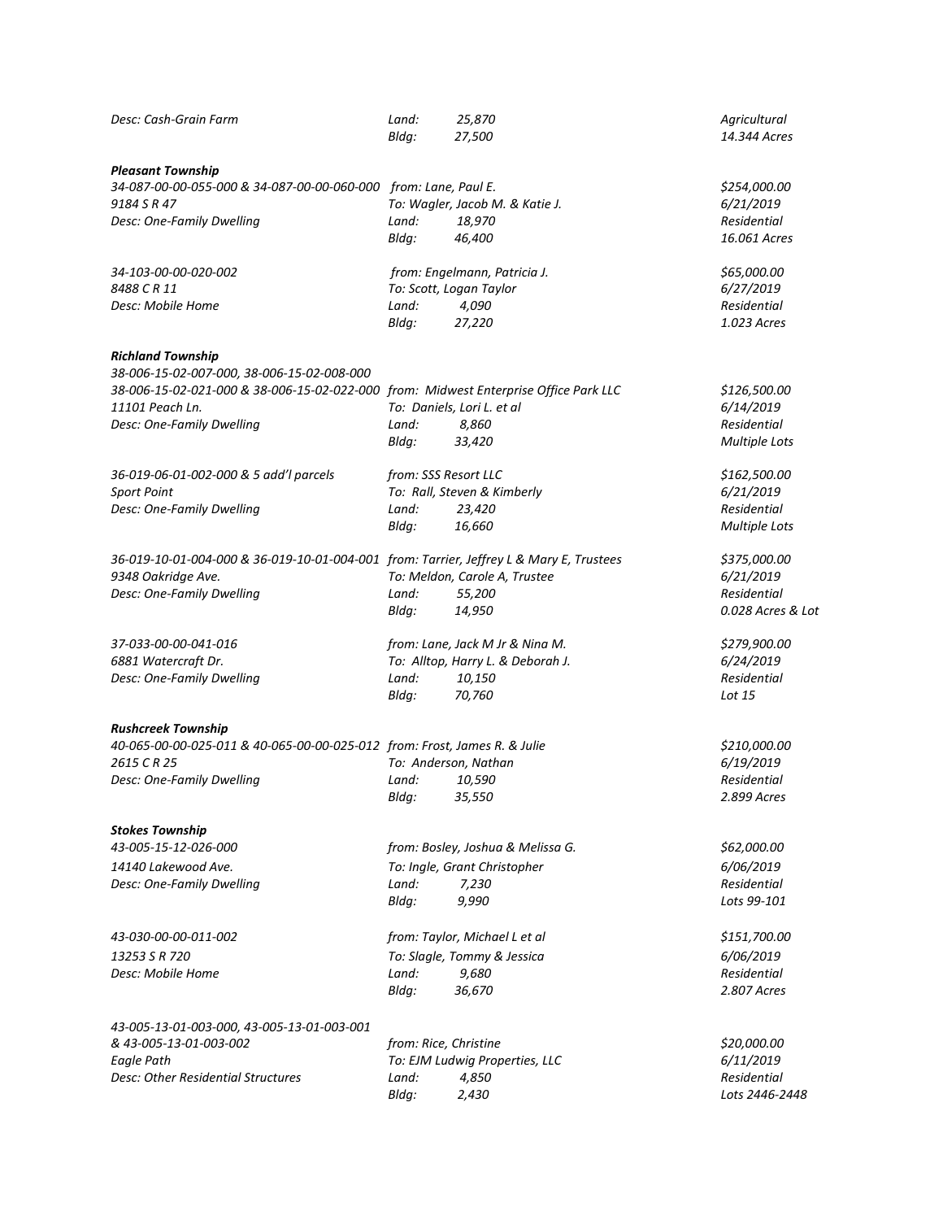*Desc: Cash-Grain Farm* *Land: 25,870* *Agricultural*
*Bldg: 27,500* *14.344 Acres*

***Pleasant Township***

*34-087-00-00-055-000 & 34-087-00-00-060-000* *from: Lane, Paul E.* *$254,000.00*
*9184 S R 47* *To: Wagler, Jacob M. & Katie J.* *6/21/2019*
*Desc: One-Family Dwelling* *Land: 18,970* *Residential*
*Bldg: 46,400* *16.061 Acres*

*34-103-00-00-020-002* *from: Engelmann, Patricia J.* *$65,000.00*
*8488 C R 11* *To: Scott, Logan Taylor* *6/27/2019*
*Desc: Mobile Home* *Land: 4,090* *Residential*
*Bldg: 27,220* *1.023 Acres*

***Richland Township***

*38-006-15-02-007-000, 38-006-15-02-008-000*
*38-006-15-02-021-000 & 38-006-15-02-022-000* *from: Midwest Enterprise Office Park LLC* *$126,500.00*
*11101 Peach Ln.* *To: Daniels, Lori L. et al* *6/14/2019*
*Desc: One-Family Dwelling* *Land: 8,860* *Residential*
*Bldg: 33,420* *Multiple Lots*

*36-019-06-01-002-000 & 5 add'l parcels* *from: SSS Resort LLC* *$162,500.00*
*Sport Point* *To: Rall, Steven & Kimberly* *6/21/2019*
*Desc: One-Family Dwelling* *Land: 23,420* *Residential*
*Bldg: 16,660* *Multiple Lots*

*36-019-10-01-004-000 & 36-019-10-01-004-001* *from: Tarrier, Jeffrey L & Mary E, Trustees* *$375,000.00*
*9348 Oakridge Ave.* *To: Meldon, Carole A, Trustee* *6/21/2019*
*Desc: One-Family Dwelling* *Land: 55,200* *Residential*
*Bldg: 14,950* *0.028 Acres & Lot*

*37-033-00-00-041-016* *from: Lane, Jack M Jr & Nina M.* *$279,900.00*
*6881 Watercraft Dr.* *To: Alltop, Harry L. & Deborah J.* *6/24/2019*
*Desc: One-Family Dwelling* *Land: 10,150* *Residential*
*Bldg: 70,760* *Lot 15*

***Rushcreek Township***

*40-065-00-00-025-011 & 40-065-00-00-025-012* *from: Frost, James R. & Julie* *$210,000.00*
*2615 C R 25* *To: Anderson, Nathan* *6/19/2019*
*Desc: One-Family Dwelling* *Land: 10,590* *Residential*
*Bldg: 35,550* *2.899 Acres*

***Stokes Township***

*43-005-15-12-026-000* *from: Bosley, Joshua & Melissa G.* *$62,000.00*
*14140 Lakewood Ave.* *To: Ingle, Grant Christopher* *6/06/2019*
*Desc: One-Family Dwelling* *Land: 7,230* *Residential*
*Bldg: 9,990* *Lots 99-101*

*43-030-00-00-011-002* *from: Taylor, Michael L et al* *$151,700.00*
*13253 S R 720* *To: Slagle, Tommy & Jessica* *6/06/2019*
*Desc: Mobile Home* *Land: 9,680* *Residential*
*Bldg: 36,670* *2.807 Acres*

*43-005-13-01-003-000, 43-005-13-01-003-001*
*& 43-005-13-01-003-002* *from: Rice, Christine* *$20,000.00*
*Eagle Path* *To: EJM Ludwig Properties, LLC* *6/11/2019*
*Desc: Other Residential Structures* *Land: 4,850* *Residential*
*Bldg: 2,430* *Lots 2446-2448*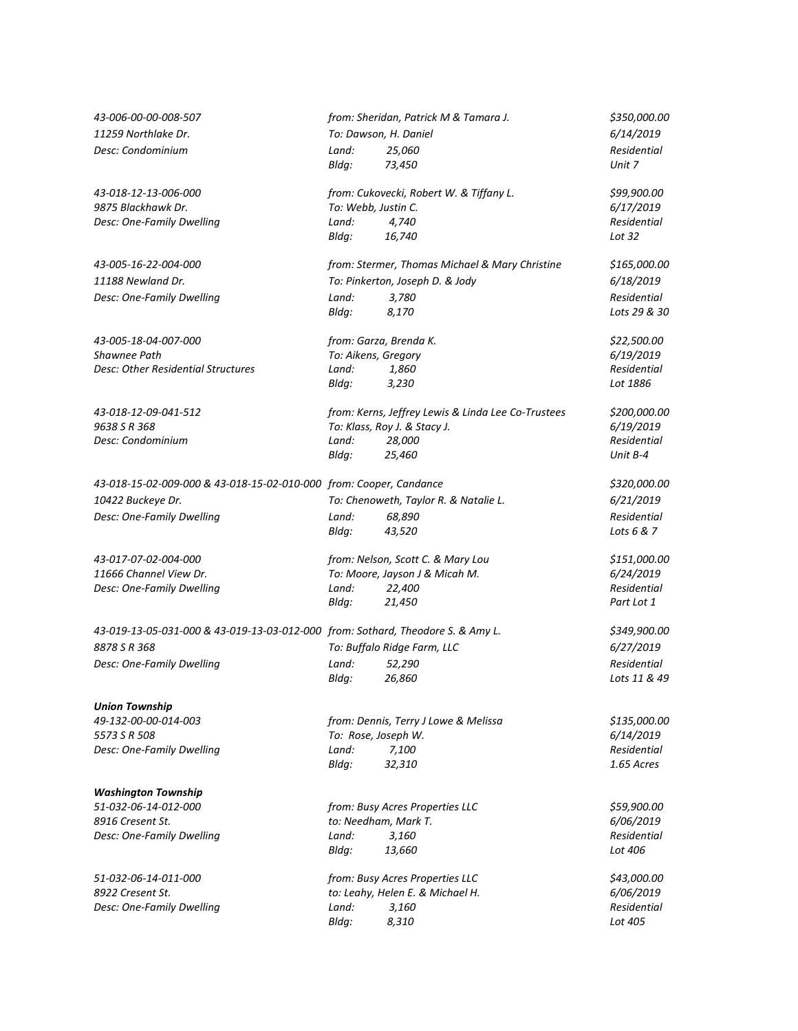*43-006-00-00-008-507* | *from: Sheridan, Patrick M & Tamara J.* | *$350,000.00*
*11259 Northlake Dr.* | *To: Dawson, H. Daniel* | *6/14/2019*
*Desc: Condominium* | *Land: 25,060* | *Residential*
*Bldg: 73,450* | *Unit 7*

*43-018-12-13-006-000* | *from: Cukovecki, Robert W. & Tiffany L.* | *$99,900.00*
*9875 Blackhawk Dr.* | *To: Webb, Justin C.* | *6/17/2019*
*Desc: One-Family Dwelling* | *Land: 4,740* | *Residential*
*Bldg: 16,740* | *Lot 32*

*43-005-16-22-004-000* | *from: Stermer, Thomas Michael & Mary Christine* | *$165,000.00*
*11188 Newland Dr.* | *To: Pinkerton, Joseph D. & Jody* | *6/18/2019*
*Desc: One-Family Dwelling* | *Land: 3,780* | *Residential*
*Bldg: 8,170* | *Lots 29 & 30*

*43-005-18-04-007-000* | *from: Garza, Brenda K.* | *$22,500.00*
*Shawnee Path* | *To: Aikens, Gregory* | *6/19/2019*
*Desc: Other Residential Structures* | *Land: 1,860* | *Residential*
*Bldg: 3,230* | *Lot 1886*

*43-018-12-09-041-512* | *from: Kerns, Jeffrey Lewis & Linda Lee Co-Trustees* | *$200,000.00*
*9638 S R 368* | *To: Klass, Roy J. & Stacy J.* | *6/19/2019*
*Desc: Condominium* | *Land: 28,000* | *Residential*
*Bldg: 25,460* | *Unit B-4*

*43-018-15-02-009-000 & 43-018-15-02-010-000* | *from: Cooper, Candance* | *$320,000.00*
*10422 Buckeye Dr.* | *To: Chenoweth, Taylor R. & Natalie L.* | *6/21/2019*
*Desc: One-Family Dwelling* | *Land: 68,890* | *Residential*
*Bldg: 43,520* | *Lots 6 & 7*

*43-017-07-02-004-000* | *from: Nelson, Scott C. & Mary Lou* | *$151,000.00*
*11666 Channel View Dr.* | *To: Moore, Jayson J & Micah M.* | *6/24/2019*
*Desc: One-Family Dwelling* | *Land: 22,400* | *Residential*
*Bldg: 21,450* | *Part Lot 1*

*43-019-13-05-031-000 & 43-019-13-03-012-000* | *from: Sothard, Theodore S. & Amy L.* | *$349,900.00*
*8878 S R 368* | *To: Buffalo Ridge Farm, LLC* | *6/27/2019*
*Desc: One-Family Dwelling* | *Land: 52,290* | *Residential*
*Bldg: 26,860* | *Lots 11 & 49*

***Union Township***

*49-132-00-00-014-003* | *from: Dennis, Terry J Lowe & Melissa* | *$135,000.00*
*5573 S R 508* | *To: Rose, Joseph W.* | *6/14/2019*
*Desc: One-Family Dwelling* | *Land: 7,100* | *Residential*
*Bldg: 32,310* | *1.65 Acres*

***Washington Township***

*51-032-06-14-012-000* | *from: Busy Acres Properties LLC* | *$59,900.00*
*8916 Cresent St.* | *to: Needham, Mark T.* | *6/06/2019*
*Desc: One-Family Dwelling* | *Land: 3,160* | *Residential*
*Bldg: 13,660* | *Lot 406*

*51-032-06-14-011-000* | *from: Busy Acres Properties LLC* | *$43,000.00*
*8922 Cresent St.* | *to: Leahy, Helen E. & Michael H.* | *6/06/2019*
*Desc: One-Family Dwelling* | *Land: 3,160* | *Residential*
*Bldg: 8,310* | *Lot 405*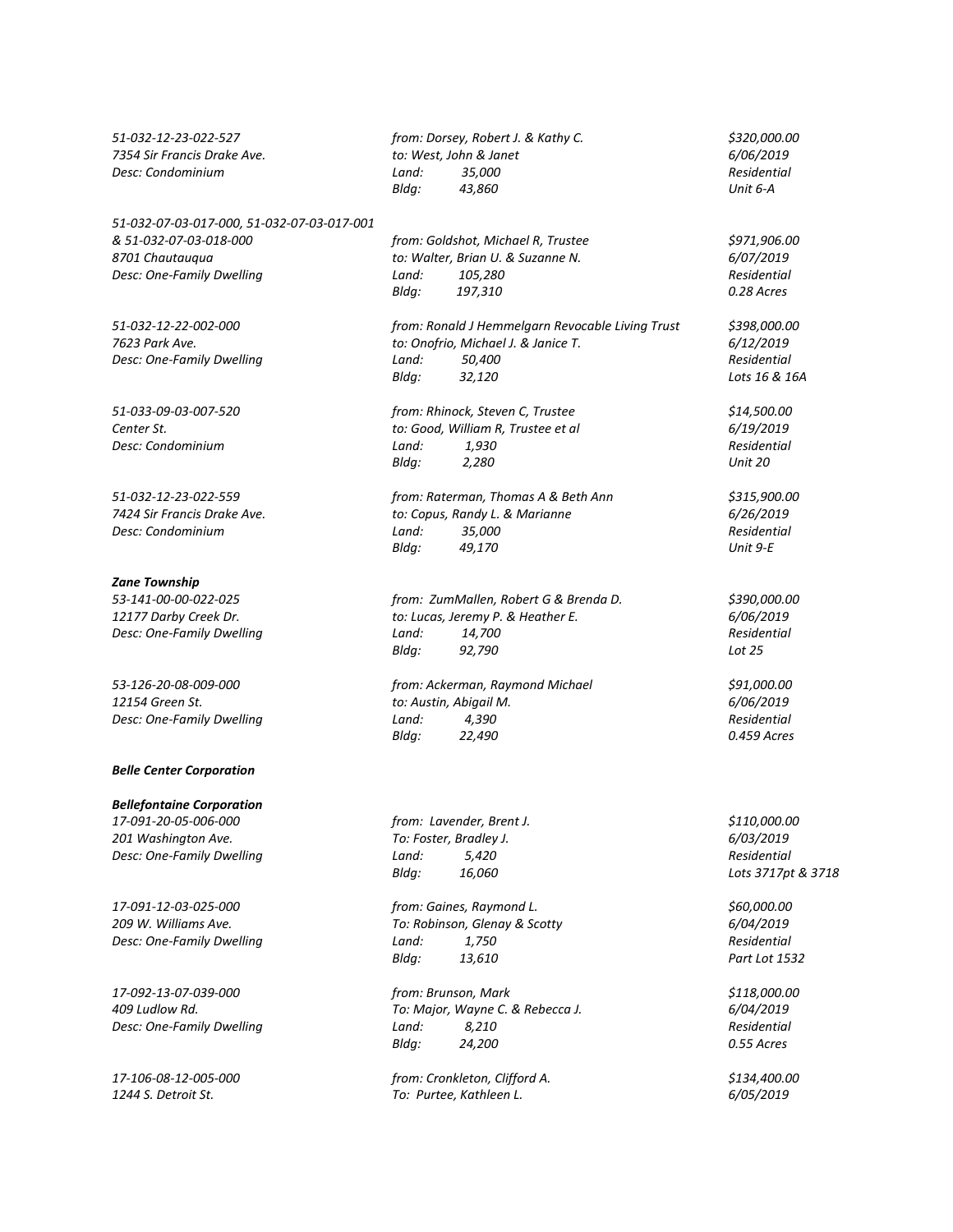*51-032-12-23-022-527*
*7354 Sir Francis Drake Ave.*
*Desc: Condominium*

*from: Dorsey, Robert J. & Kathy C.*
*to: West, John & Janet*
*Land: 35,000*
*Bldg: 43,860*

*$320,000.00*
*6/06/2019*
*Residential*
*Unit 6-A*

*51-032-07-03-017-000, 51-032-07-03-017-001 & 51-032-07-03-018-000*
*8701 Chautauqua*
*Desc: One-Family Dwelling*

*from: Goldshot, Michael R, Trustee*
*to: Walter, Brian U. & Suzanne N.*
*Land: 105,280*
*Bldg: 197,310*

*$971,906.00*
*6/07/2019*
*Residential*
*0.28 Acres*

*51-032-12-22-002-000*
*7623 Park Ave.*
*Desc: One-Family Dwelling*

*from: Ronald J Hemmelgarn Revocable Living Trust*
*to: Onofrio, Michael J. & Janice T.*
*Land: 50,400*
*Bldg: 32,120*

*$398,000.00*
*6/12/2019*
*Residential*
*Lots 16 & 16A*

*51-033-09-03-007-520*
*Center St.*
*Desc: Condominium*

*from: Rhinock, Steven C, Trustee*
*to: Good, William R, Trustee et al*
*Land: 1,930*
*Bldg: 2,280*

*$14,500.00*
*6/19/2019*
*Residential*
*Unit 20*

*51-032-12-23-022-559*
*7424 Sir Francis Drake Ave.*
*Desc: Condominium*

*from: Raterman, Thomas A & Beth Ann*
*to: Copus, Randy L. & Marianne*
*Land: 35,000*
*Bldg: 49,170*

*$315,900.00*
*6/26/2019*
*Residential*
*Unit 9-E*

***Zane Township***

*53-141-00-00-022-025*
*12177 Darby Creek Dr.*
*Desc: One-Family Dwelling*

*from: ZumMallen, Robert G & Brenda D.*
*to: Lucas, Jeremy P. & Heather E.*
*Land: 14,700*
*Bldg: 92,790*

*$390,000.00*
*6/06/2019*
*Residential*
*Lot 25*

*53-126-20-08-009-000*
*12154 Green St.*
*Desc: One-Family Dwelling*

*from: Ackerman, Raymond Michael*
*to: Austin, Abigail M.*
*Land: 4,390*
*Bldg: 22,490*

*$91,000.00*
*6/06/2019*
*Residential*
*0.459 Acres*

***Belle Center Corporation***

***Bellefontaine Corporation***

*17-091-20-05-006-000*
*201 Washington Ave.*
*Desc: One-Family Dwelling*

*from: Lavender, Brent J.*
*To: Foster, Bradley J.*
*Land: 5,420*
*Bldg: 16,060*

*$110,000.00*
*6/03/2019*
*Residential*
*Lots 3717pt & 3718*

*17-091-12-03-025-000*
*209 W. Williams Ave.*
*Desc: One-Family Dwelling*

*from: Gaines, Raymond L.*
*To: Robinson, Glenay & Scotty*
*Land: 1,750*
*Bldg: 13,610*

*$60,000.00*
*6/04/2019*
*Residential*
*Part Lot 1532*

*17-092-13-07-039-000*
*409 Ludlow Rd.*
*Desc: One-Family Dwelling*

*from: Brunson, Mark*
*To: Major, Wayne C. & Rebecca J.*
*Land: 8,210*
*Bldg: 24,200*

*$118,000.00*
*6/04/2019*
*Residential*
*0.55 Acres*

*17-106-08-12-005-000*
*1244 S. Detroit St.*

*from: Cronkleton, Clifford A.*
*To: Purtee, Kathleen L.*

*$134,400.00*
*6/05/2019*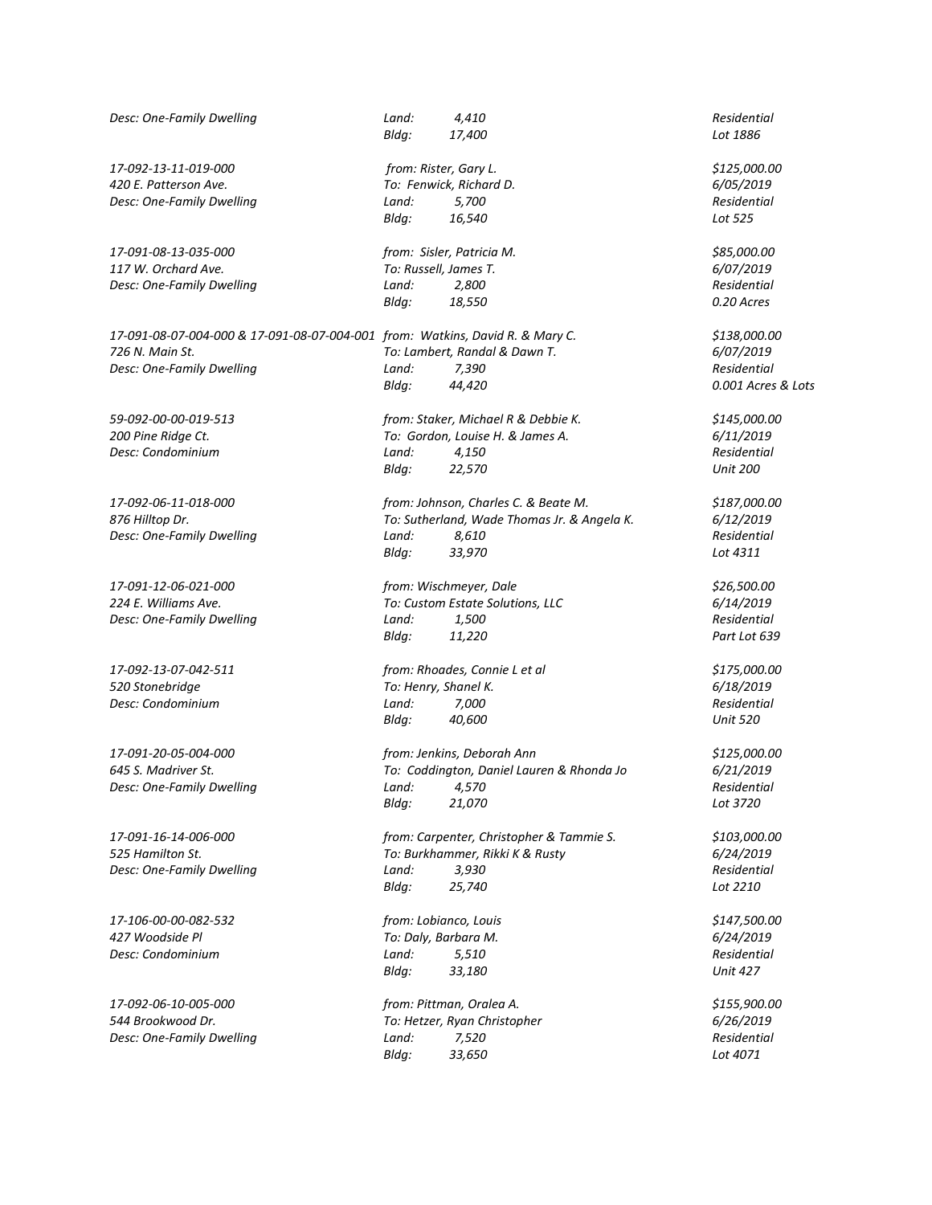*Desc: One-Family Dwelling* *Land: 4,410* *Residential*
*Bldg: 17,400* *Lot 1886*

*17-092-13-11-019-000* *from: Rister, Gary L.* *$125,000.00*
*420 E. Patterson Ave.* *To: Fenwick, Richard D.* *6/05/2019*
*Desc: One-Family Dwelling* *Land: 5,700* *Residential*
*Bldg: 16,540* *Lot 525*

*17-091-08-13-035-000* *from: Sisler, Patricia M.* *$85,000.00*
*117 W. Orchard Ave.* *To: Russell, James T.* *6/07/2019*
*Desc: One-Family Dwelling* *Land: 2,800* *Residential*
*Bldg: 18,550* *0.20 Acres*

*17-091-08-07-004-000 & 17-091-08-07-004-001* *from: Watkins, David R. & Mary C.* *$138,000.00*
*726 N. Main St.* *To: Lambert, Randal & Dawn T.* *6/07/2019*
*Desc: One-Family Dwelling* *Land: 7,390* *Residential*
*Bldg: 44,420* *0.001 Acres & Lots*

*59-092-00-00-019-513* *from: Staker, Michael R & Debbie K.* *$145,000.00*
*200 Pine Ridge Ct.* *To: Gordon, Louise H. & James A.* *6/11/2019*
*Desc: Condominium* *Land: 4,150* *Residential*
*Bldg: 22,570* *Unit 200*

*17-092-06-11-018-000* *from: Johnson, Charles C. & Beate M.* *$187,000.00*
*876 Hilltop Dr.* *To: Sutherland, Wade Thomas Jr. & Angela K.* *6/12/2019*
*Desc: One-Family Dwelling* *Land: 8,610* *Residential*
*Bldg: 33,970* *Lot 4311*

*17-091-12-06-021-000* *from: Wischmeyer, Dale* *$26,500.00*
*224 E. Williams Ave.* *To: Custom Estate Solutions, LLC* *6/14/2019*
*Desc: One-Family Dwelling* *Land: 1,500* *Residential*
*Bldg: 11,220* *Part Lot 639*

*17-092-13-07-042-511* *from: Rhoades, Connie L et al* *$175,000.00*
*520 Stonebridge* *To: Henry, Shanel K.* *6/18/2019*
*Desc: Condominium* *Land: 7,000* *Residential*
*Bldg: 40,600* *Unit 520*

*17-091-20-05-004-000* *from: Jenkins, Deborah Ann* *$125,000.00*
*645 S. Madriver St.* *To: Coddington, Daniel Lauren & Rhonda Jo* *6/21/2019*
*Desc: One-Family Dwelling* *Land: 4,570* *Residential*
*Bldg: 21,070* *Lot 3720*

*17-091-16-14-006-000* *from: Carpenter, Christopher & Tammie S.* *$103,000.00*
*525 Hamilton St.* *To: Burkhammer, Rikki K & Rusty* *6/24/2019*
*Desc: One-Family Dwelling* *Land: 3,930* *Residential*
*Bldg: 25,740* *Lot 2210*

*17-106-00-00-082-532* *from: Lobianco, Louis* *$147,500.00*
*427 Woodside Pl* *To: Daly, Barbara M.* *6/24/2019*
*Desc: Condominium* *Land: 5,510* *Residential*
*Bldg: 33,180* *Unit 427*

*17-092-06-10-005-000* *from: Pittman, Oralea A.* *$155,900.00*
*544 Brookwood Dr.* *To: Hetzer, Ryan Christopher* *6/26/2019*
*Desc: One-Family Dwelling* *Land: 7,520* *Residential*
*Bldg: 33,650* *Lot 4071*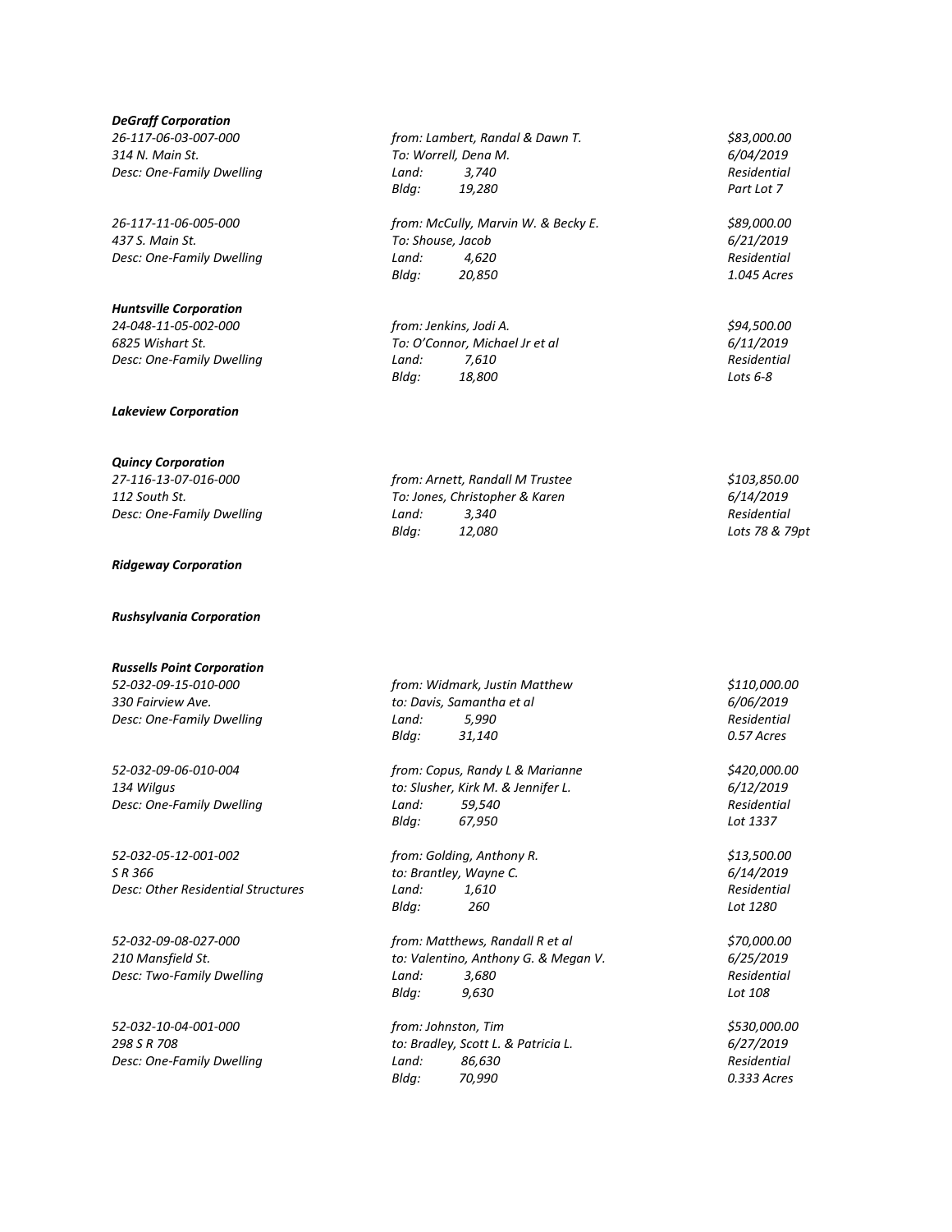***DeGraff Corporation***

| | | |
|---|---|---|
| *26-117-06-03-007-000* | *from: Lambert, Randal & Dawn T.* | *$83,000.00* |
| *314 N. Main St.* | *To: Worrell, Dena M.* | *6/04/2019* |
| *Desc: One-Family Dwelling* | *Land: 3,740* | *Residential* |
| | *Bldg: 19,280* | *Part Lot 7* |
| *26-117-11-06-005-000* | *from: McCully, Marvin W. & Becky E.* | *$89,000.00* |
| *437 S. Main St.* | *To: Shouse, Jacob* | *6/21/2019* |
| *Desc: One-Family Dwelling* | *Land: 4,620* | *Residential* |
| | *Bldg: 20,850* | *1.045 Acres* |

***Huntsville Corporation***

| | | |
|---|---|---|
| *24-048-11-05-002-000* | *from: Jenkins, Jodi A.* | *$94,500.00* |
| *6825 Wishart St.* | *To: O'Connor, Michael Jr et al* | *6/11/2019* |
| *Desc: One-Family Dwelling* | *Land: 7,610* | *Residential* |
| | *Bldg: 18,800* | *Lots 6-8* |

***Lakeview Corporation***

***Quincy Corporation***

| | | |
|---|---|---|
| *27-116-13-07-016-000* | *from: Arnett, Randall M Trustee* | *$103,850.00* |
| *112 South St.* | *To: Jones, Christopher & Karen* | *6/14/2019* |
| *Desc: One-Family Dwelling* | *Land: 3,340* | *Residential* |
| | *Bldg: 12,080* | *Lots 78 & 79pt* |

***Ridgeway Corporation***

***Rushsylvania Corporation***

***Russells Point Corporation***

| | | |
|---|---|---|
| *52-032-09-15-010-000* | *from: Widmark, Justin Matthew* | *$110,000.00* |
| *330 Fairview Ave.* | *to: Davis, Samantha et al* | *6/06/2019* |
| *Desc: One-Family Dwelling* | *Land: 5,990* | *Residential* |
| | *Bldg: 31,140* | *0.57 Acres* |
| *52-032-09-06-010-004* | *from: Copus, Randy L & Marianne* | *$420,000.00* |
| *134 Wilgus* | *to: Slusher, Kirk M. & Jennifer L.* | *6/12/2019* |
| *Desc: One-Family Dwelling* | *Land: 59,540* | *Residential* |
| | *Bldg: 67,950* | *Lot 1337* |
| *52-032-05-12-001-002* | *from: Golding, Anthony R.* | *$13,500.00* |
| *S R 366* | *to: Brantley, Wayne C.* | *6/14/2019* |
| *Desc: Other Residential Structures* | *Land: 1,610* | *Residential* |
| | *Bldg: 260* | *Lot 1280* |
| *52-032-09-08-027-000* | *from: Matthews, Randall R et al* | *$70,000.00* |
| *210 Mansfield St.* | *to: Valentino, Anthony G. & Megan V.* | *6/25/2019* |
| *Desc: Two-Family Dwelling* | *Land: 3,680* | *Residential* |
| | *Bldg: 9,630* | *Lot 108* |
| *52-032-10-04-001-000* | *from: Johnston, Tim* | *$530,000.00* |
| *298 S R 708* | *to: Bradley, Scott L. & Patricia L.* | *6/27/2019* |
| *Desc: One-Family Dwelling* | *Land: 86,630* | *Residential* |
| | *Bldg: 70,990* | *0.333 Acres* |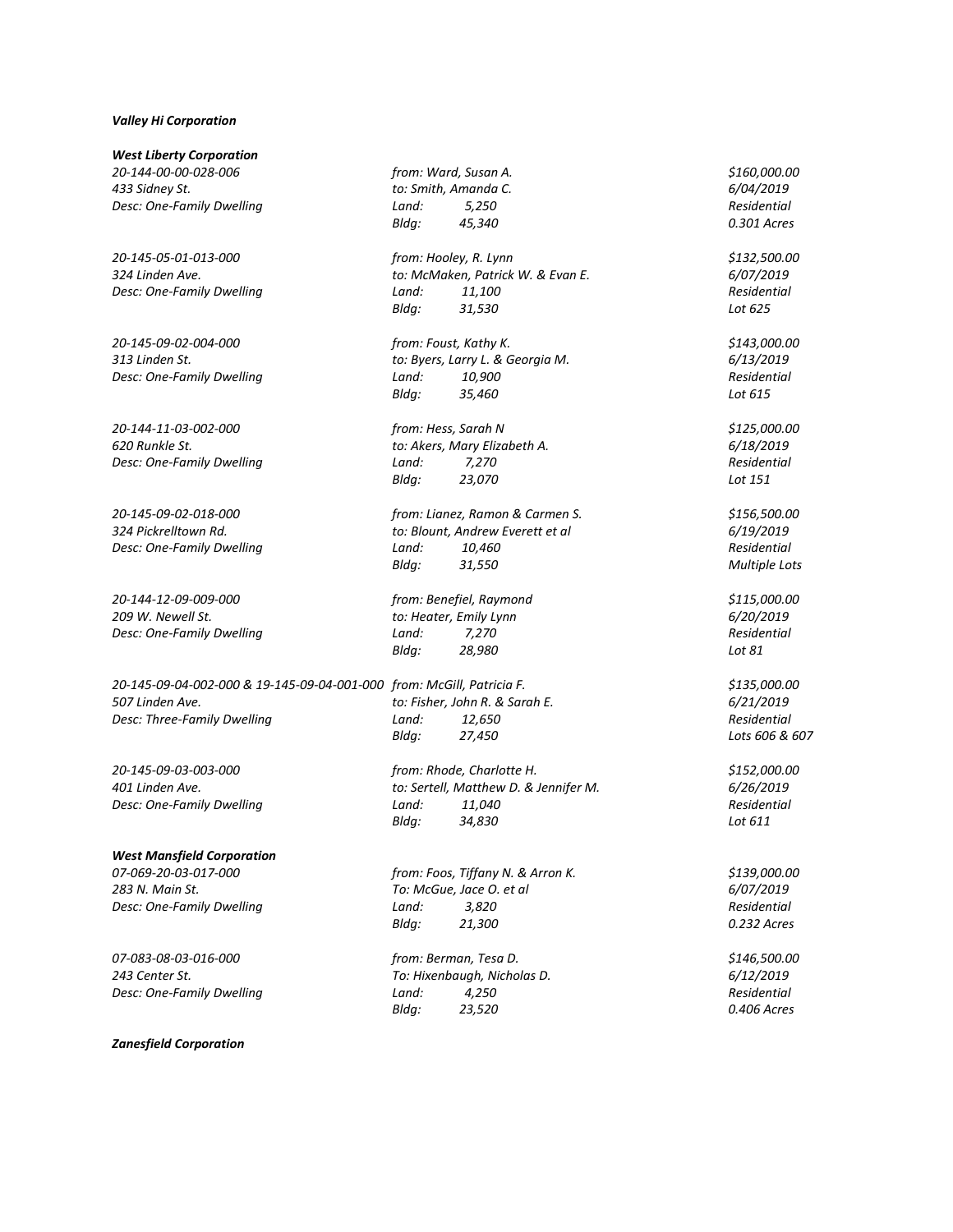***Valley Hi Corporation***

***West Liberty Corporation***

| | | |
|---|---|---|
| *20-144-00-00-028-006* | *from: Ward, Susan A.* | *$160,000.00* |
| *433 Sidney St.* | *to: Smith, Amanda C.* | *6/04/2019* |
| *Desc: One-Family Dwelling* | *Land: 5,250* | *Residential* |
| | *Bldg: 45,340* | *0.301 Acres* |
| *20-145-05-01-013-000* | *from: Hooley, R. Lynn* | *$132,500.00* |
| *324 Linden Ave.* | *to: McMaken, Patrick W. & Evan E.* | *6/07/2019* |
| *Desc: One-Family Dwelling* | *Land: 11,100* | *Residential* |
| | *Bldg: 31,530* | *Lot 625* |
| *20-145-09-02-004-000* | *from: Foust, Kathy K.* | *$143,000.00* |
| *313 Linden St.* | *to: Byers, Larry L. & Georgia M.* | *6/13/2019* |
| *Desc: One-Family Dwelling* | *Land: 10,900* | *Residential* |
| | *Bldg: 35,460* | *Lot 615* |
| *20-144-11-03-002-000* | *from: Hess, Sarah N* | *$125,000.00* |
| *620 Runkle St.* | *to: Akers, Mary Elizabeth A.* | *6/18/2019* |
| *Desc: One-Family Dwelling* | *Land: 7,270* | *Residential* |
| | *Bldg: 23,070* | *Lot 151* |
| *20-145-09-02-018-000* | *from: Lianez, Ramon & Carmen S.* | *$156,500.00* |
| *324 Pickrelltown Rd.* | *to: Blount, Andrew Everett et al* | *6/19/2019* |
| *Desc: One-Family Dwelling* | *Land: 10,460* | *Residential* |
| | *Bldg: 31,550* | *Multiple Lots* |
| *20-144-12-09-009-000* | *from: Benefiel, Raymond* | *$115,000.00* |
| *209 W. Newell St.* | *to: Heater, Emily Lynn* | *6/20/2019* |
| *Desc: One-Family Dwelling* | *Land: 7,270* | *Residential* |
| | *Bldg: 28,980* | *Lot 81* |
| *20-145-09-04-002-000 & 19-145-09-04-001-000* | *from: McGill, Patricia F.* | *$135,000.00* |
| *507 Linden Ave.* | *to: Fisher, John R. & Sarah E.* | *6/21/2019* |
| *Desc: Three-Family Dwelling* | *Land: 12,650* | *Residential* |
| | *Bldg: 27,450* | *Lots 606 & 607* |
| *20-145-09-03-003-000* | *from: Rhode, Charlotte H.* | *$152,000.00* |
| *401 Linden Ave.* | *to: Sertell, Matthew D. & Jennifer M.* | *6/26/2019* |
| *Desc: One-Family Dwelling* | *Land: 11,040* | *Residential* |
| | *Bldg: 34,830* | *Lot 611* |

***West Mansfield Corporation***

| | | |
|---|---|---|
| *07-069-20-03-017-000* | *from: Foos, Tiffany N. & Arron K.* | *$139,000.00* |
| *283 N. Main St.* | *To: McGue, Jace O. et al* | *6/07/2019* |
| *Desc: One-Family Dwelling* | *Land: 3,820* | *Residential* |
| | *Bldg: 21,300* | *0.232 Acres* |
| *07-083-08-03-016-000* | *from: Berman, Tesa D.* | *$146,500.00* |
| *243 Center St.* | *To: Hixenbaugh, Nicholas D.* | *6/12/2019* |
| *Desc: One-Family Dwelling* | *Land: 4,250* | *Residential* |
| | *Bldg: 23,520* | *0.406 Acres* |

***Zanesfield Corporation***